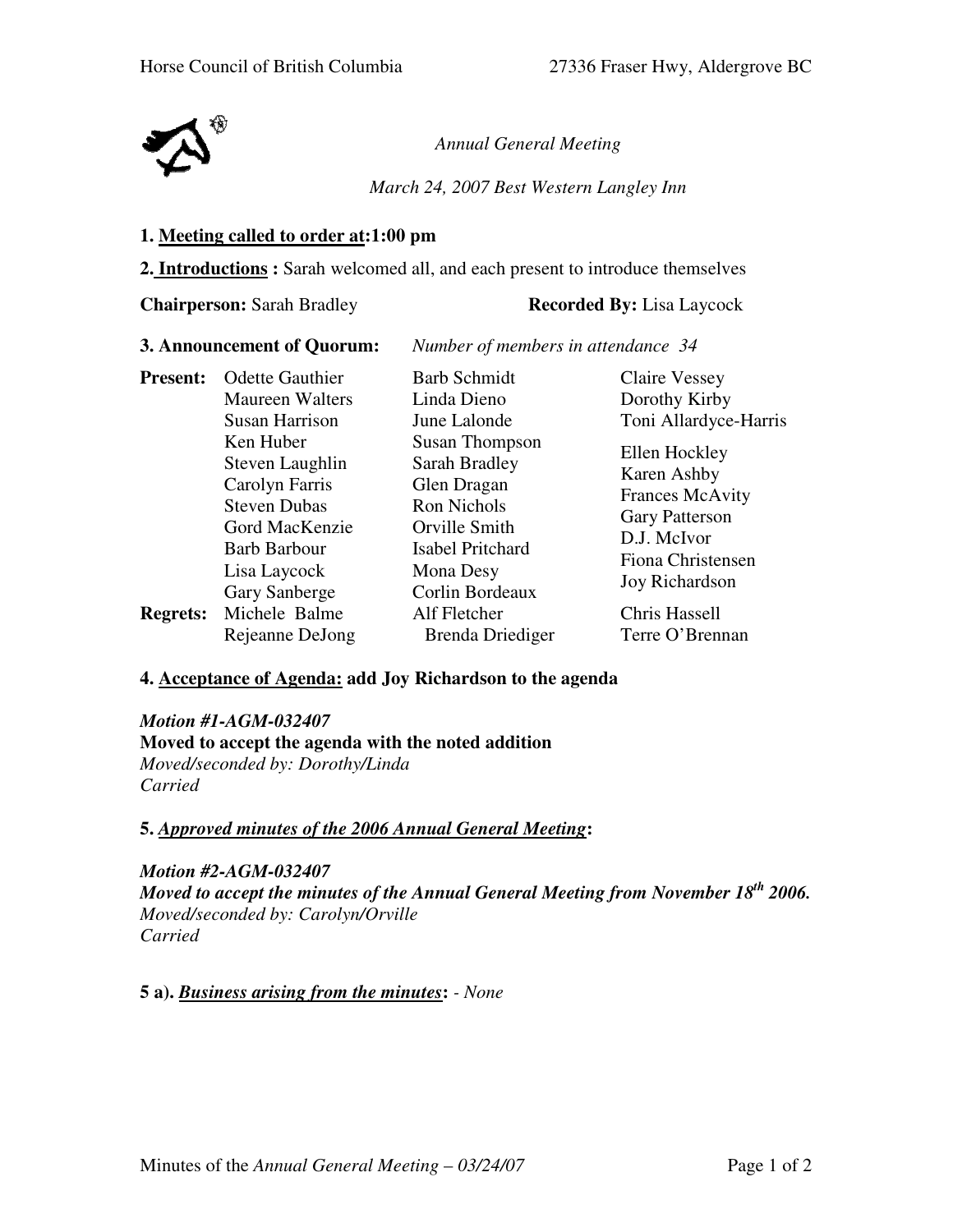*Annual General Meeting*

*March 24, 2007 Best Western Langley Inn*

**1. Meeting called to order at:1:00 pm**

**2. Introductions :** Sarah welcomed all, and each present to introduce themselves

**Chairperson:** Sarah Bradley **Recorded By:** Lisa Laycock

**3. Announcement of Quorum:** *Number of members in attendance 34*

| | | | |
|---|---|---|---|
| **Present:** | Odette Gauthier | Barb Schmidt | Claire Vessey |
| | Maureen Walters | Linda Dieno | Dorothy Kirby |
| | Susan Harrison | June Lalonde | Toni Allardyce-Harris |
| | Ken Huber | Susan Thompson | Ellen Hockley |
| | Steven Laughlin | Sarah Bradley | Karen Ashby |
| | Carolyn Farris | Glen Dragan | Frances McAvity |
| | Steven Dubas | Ron Nichols | Gary Patterson |
| | Gord MacKenzie | Orville Smith | D.J. McIvor |
| | Barb Barbour | Isabel Pritchard | Fiona Christensen |
| | Lisa Laycock | Mona Desy | Joy Richardson |
| | Gary Sanberge | Corlin Bordeaux | |
| **Regrets:** | Michele Balme | Alf Fletcher | Chris Hassell |
| | Rejeanne DeJong | Brenda Driediger | Terre O'Brennan |

**4. Acceptance of Agenda: add Joy Richardson to the agenda**

***Motion #1-AGM-032407***
**Moved to accept the agenda with the noted addition**
*Moved/seconded by: Dorothy/Linda*
*Carried*

**5. *Approved minutes of the 2006 Annual General Meeting*:**

***Motion #2-AGM-032407***
***Moved to accept the minutes of the Annual General Meeting from November 18th 2006.***
*Moved/seconded by: Carolyn/Orville*
*Carried*

**5 a). *Business arising from the minutes*:** *- None*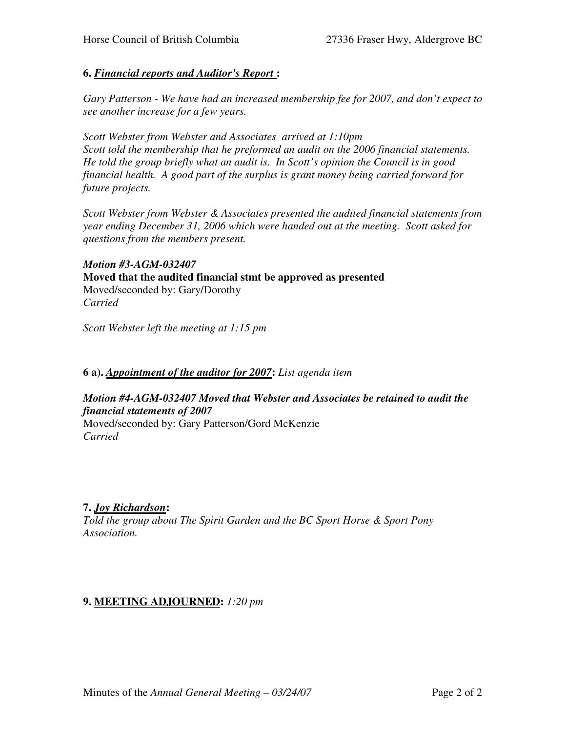**6. *Financial reports and Auditor's Report* :**

*Gary Patterson - We have had an increased membership fee for 2007, and don't expect to see another increase for a few years.*

*Scott Webster from Webster and Associates arrived at 1:10pm*
*Scott told the membership that he preformed an audit on the 2006 financial statements. He told the group briefly what an audit is. In Scott's opinion the Council is in good financial health. A good part of the surplus is grant money being carried forward for future projects.*

*Scott Webster from Webster & Associates presented the audited financial statements from year ending December 31, 2006 which were handed out at the meeting. Scott asked for questions from the members present.*

***Motion #3-AGM-032407***
**Moved that the audited financial stmt be approved as presented**
Moved/seconded by: Gary/Dorothy
*Carried*

*Scott Webster left the meeting at 1:15 pm*

**6 a). *Appointment of the auditor for 2007*:** *List agenda item*

***Motion #4-AGM-032407 Moved that Webster and Associates be retained to audit the financial statements of 2007***
Moved/seconded by: Gary Patterson/Gord McKenzie
*Carried*

**7. *Joy Richardson*:**
*Told the group about The Spirit Garden and the BC Sport Horse & Sport Pony Association.*

**9. MEETING ADJOURNED:** *1:20 pm*